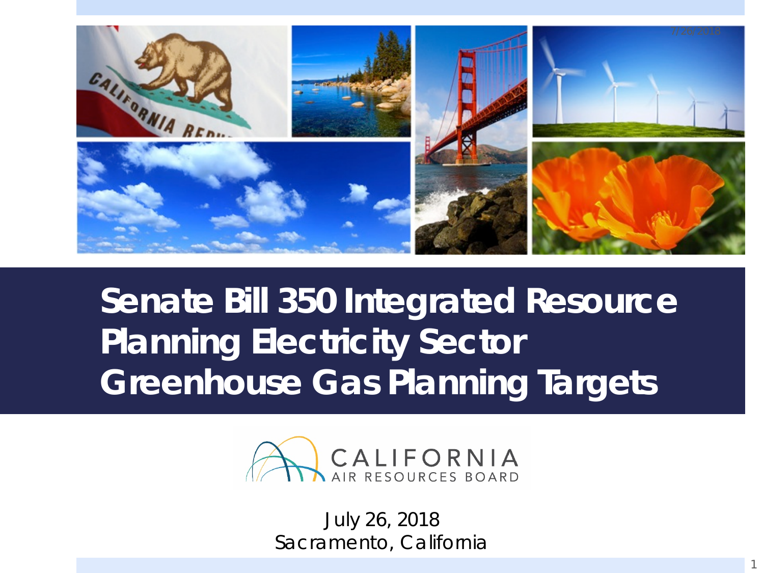# Senate Bill 350 Integrated Resource Planning Electricity Sector Greenhouse Gas Planning Targets

CALIFORNIA AIR RESOURCES BOARD

July 26, 2018
Sacramento, California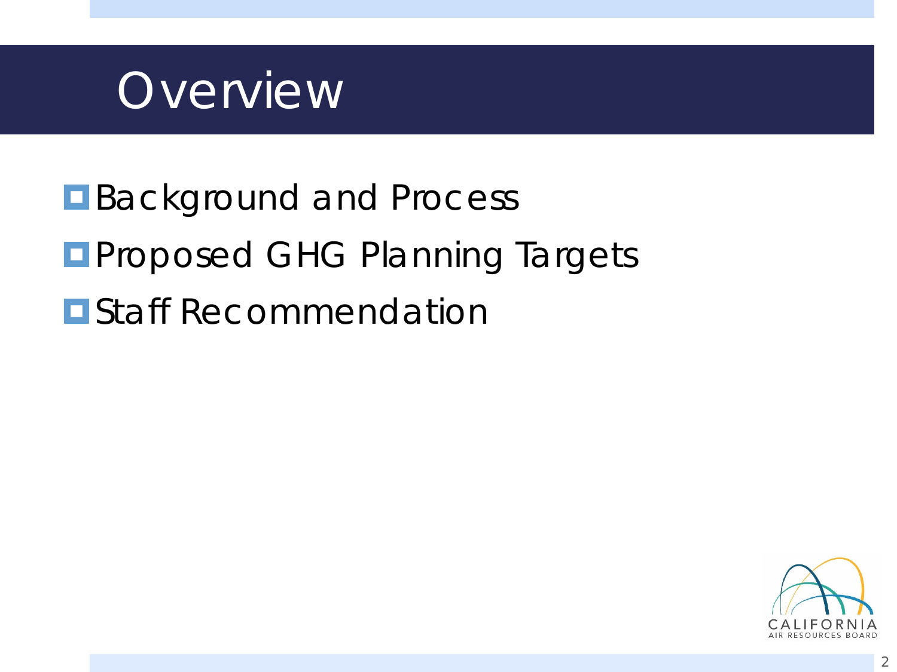# Overview

- Background and Process
- Proposed GHG Planning Targets
- Staff Recommendation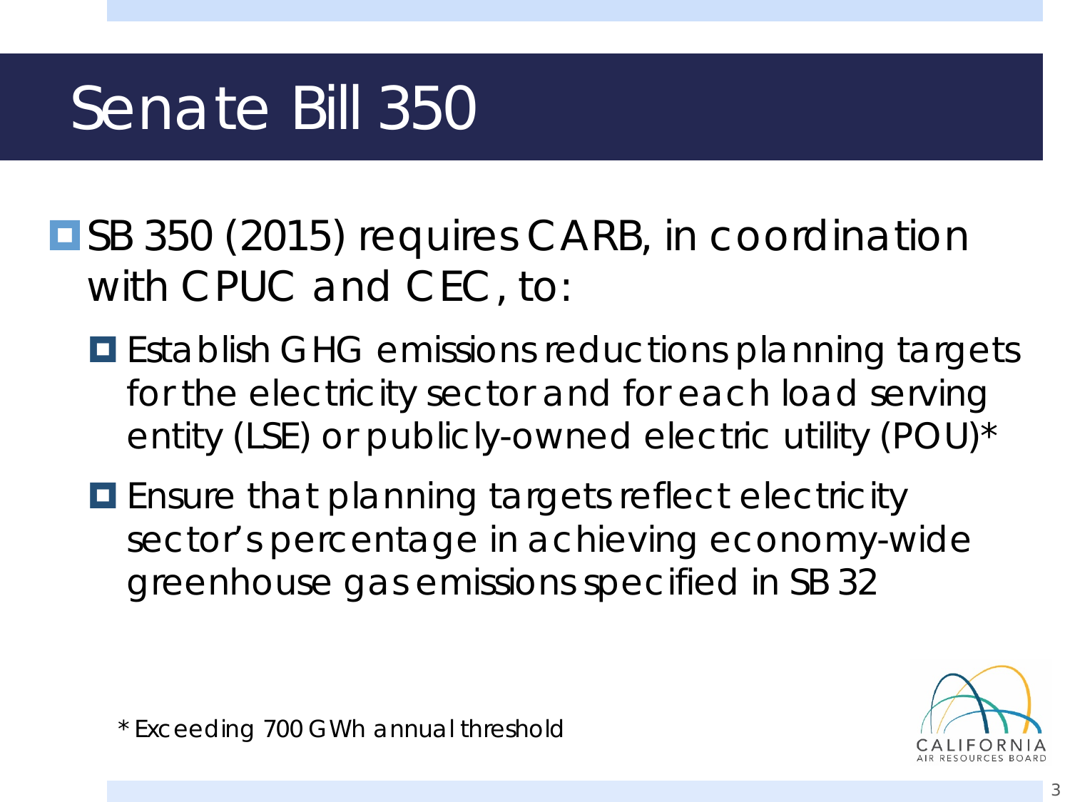# Senate Bill 350

- SB 350 (2015) requires CARB, in coordination with CPUC and CEC, to:
  - Establish GHG emissions reductions planning targets for the electricity sector and for each load serving entity (LSE) or publicly-owned electric utility (POU)*
  - Ensure that planning targets reflect electricity sector's percentage in achieving economy-wide greenhouse gas emissions specified in SB 32

* Exceeding 700 GWh annual threshold

CALIFORNIA AIR RESOURCES BOARD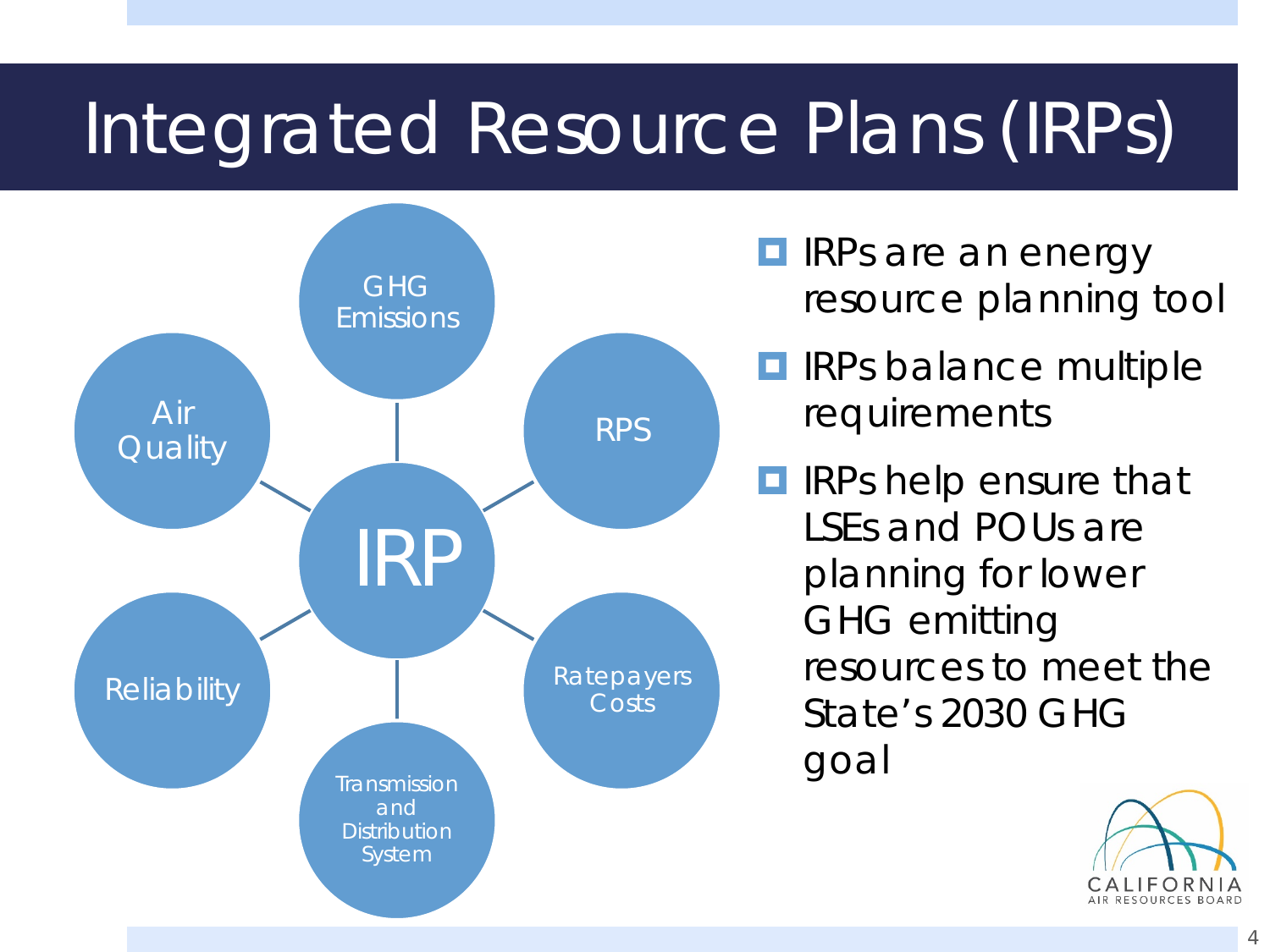# Integrated Resource Plans (IRPs)

- IRP
  - GHG Emissions
  - RPS
  - Ratepayers Costs
  - Transmission and Distribution System
  - Reliability
  - Air Quality

- IRPs are an energy resource planning tool
- IRPs balance multiple requirements
- IRPs help ensure that LSEs and POUs are planning for lower GHG emitting resources to meet the State's 2030 GHG goal

CALIFORNIA AIR RESOURCES BOARD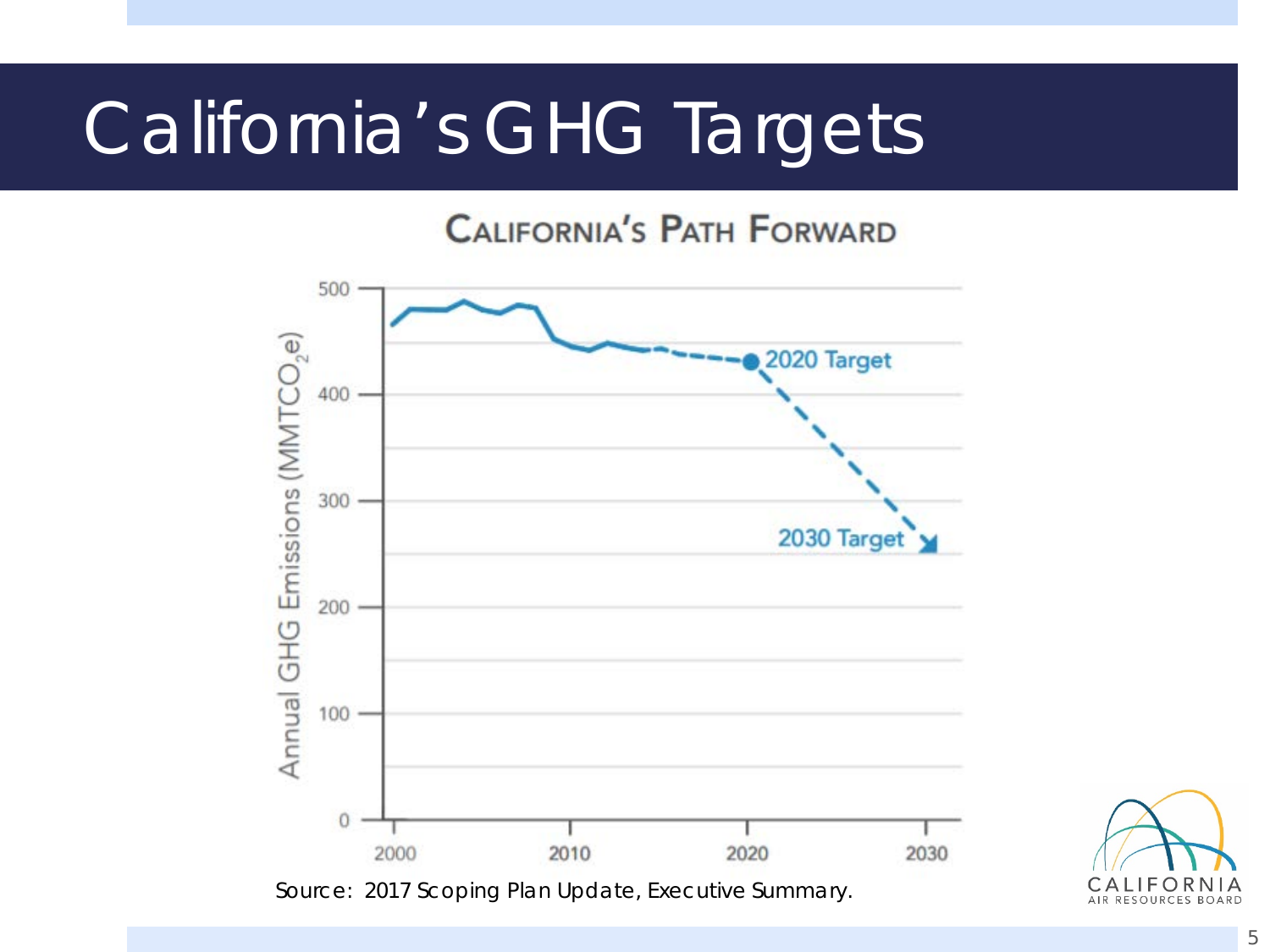# California's GHG Targets

**CALIFORNIA'S PATH FORWARD**

Annual GHG Emissions ($MMTCO_2e$)

2020 Target

2030 Target

Source: 2017 Scoping Plan Update, Executive Summary.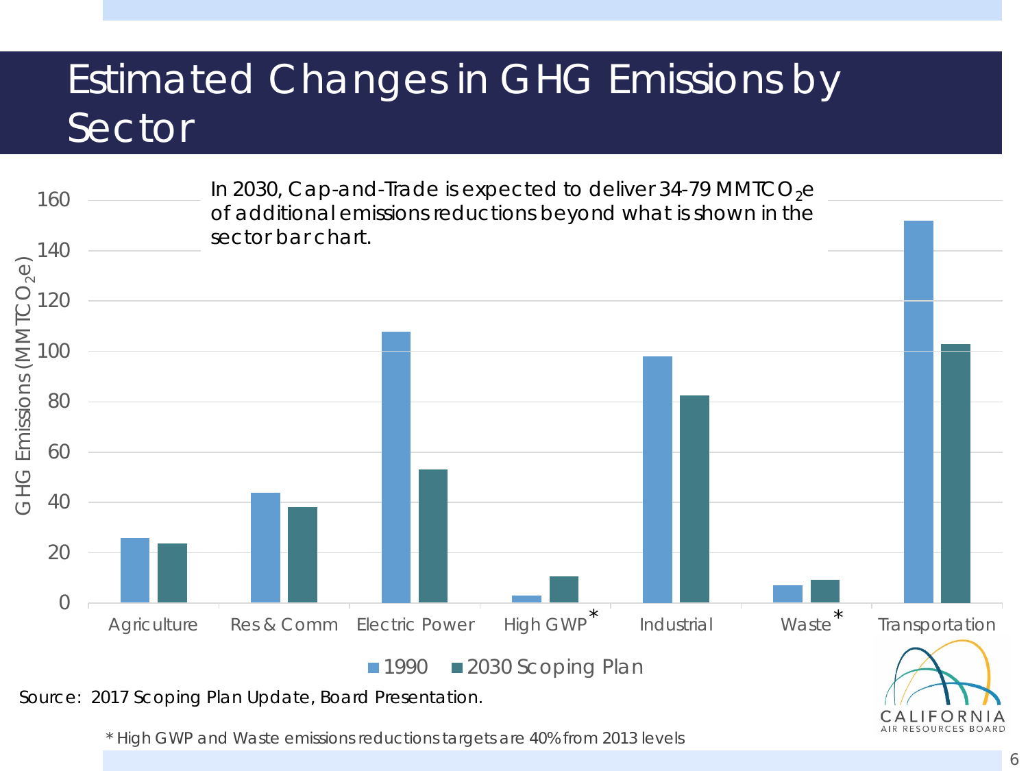# Estimated Changes in GHG Emissions by Sector

In 2030, Cap-and-Trade is expected to deliver 34-79 $MMTCO_2e$ of additional emissions reductions beyond what is shown in the sector bar chart.

| Sector | 1990 | 2030 Scoping Plan |
|---|---|---|
| Agriculture | ~26 | ~24 |
| Res & Comm | ~44 | ~38 |
| Electric Power | ~108 | ~53 |
| High GWP* | ~3 | ~10 |
| Industrial | ~98 | ~82 |
| Waste* | ~7 | ~9 |
| Transportation | ~152 | ~103 |

GHG Emissions ($MMTCO_2e$)

Source: 2017 Scoping Plan Update, Board Presentation.

* High GWP and Waste emissions reductions targets are 40% from 2013 levels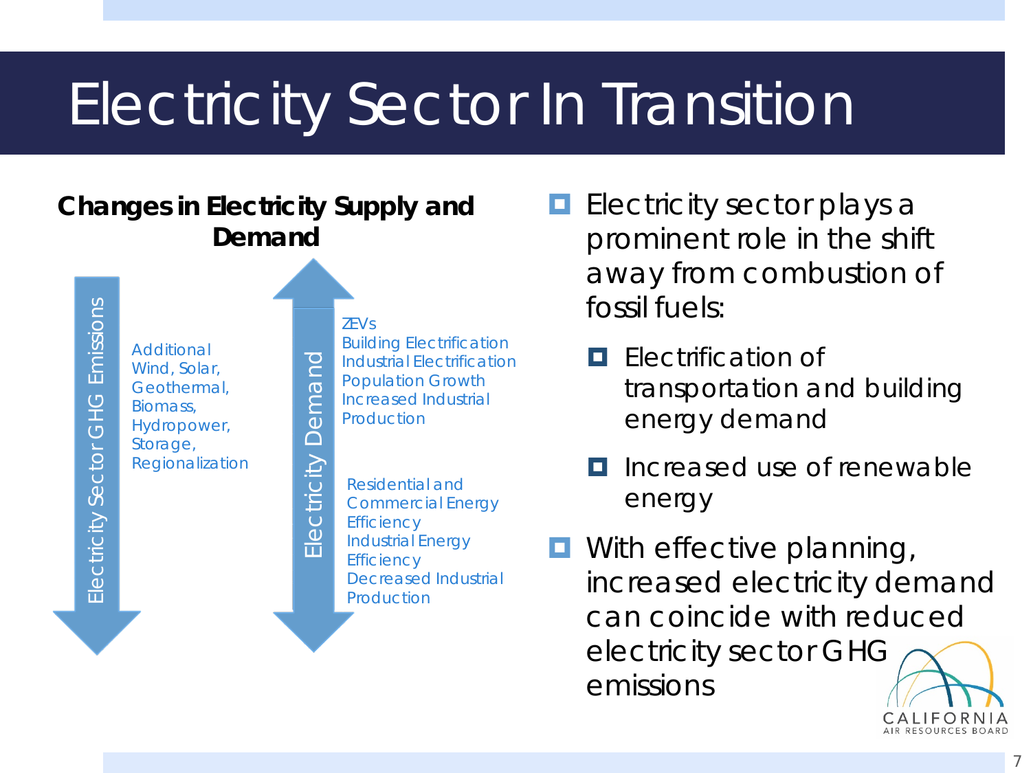# Electricity Sector In Transition

**Changes in Electricity Supply and Demand**

Electricity Sector GHG Emissions (decreasing)

- Additional Wind, Solar, Geothermal, Biomass, Hydropower, Storage, Regionalization

Electricity Demand (increasing)

- ZEVs
- Building Electrification
- Industrial Electrification
- Population Growth
- Increased Industrial Production

Electricity Demand (decreasing)

- Residential and Commercial Energy Efficiency
- Industrial Energy Efficiency
- Decreased Industrial Production

- Electricity sector plays a prominent role in the shift away from combustion of fossil fuels:
  - Electrification of transportation and building energy demand
  - Increased use of renewable energy
- With effective planning, increased electricity demand can coincide with reduced electricity sector GHG emissions

CALIFORNIA AIR RESOURCES BOARD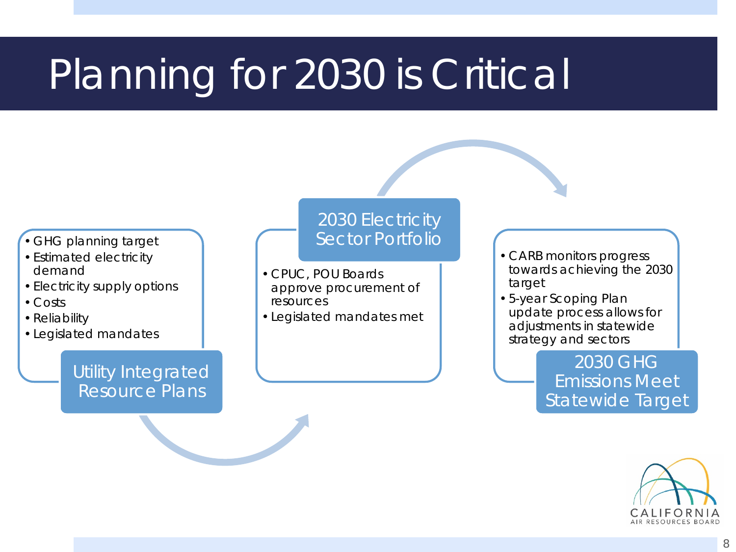# Planning for 2030 is Critical

## Utility Integrated Resource Plans

- GHG planning target
- Estimated electricity demand
- Electricity supply options
- Costs
- Reliability
- Legislated mandates

## 2030 Electricity Sector Portfolio

- CPUC, POU Boards approve procurement of resources
- Legislated mandates met

## 2030 GHG Emissions Meet Statewide Target

- CARB monitors progress towards achieving the 2030 target
- 5-year Scoping Plan update process allows for adjustments in statewide strategy and sectors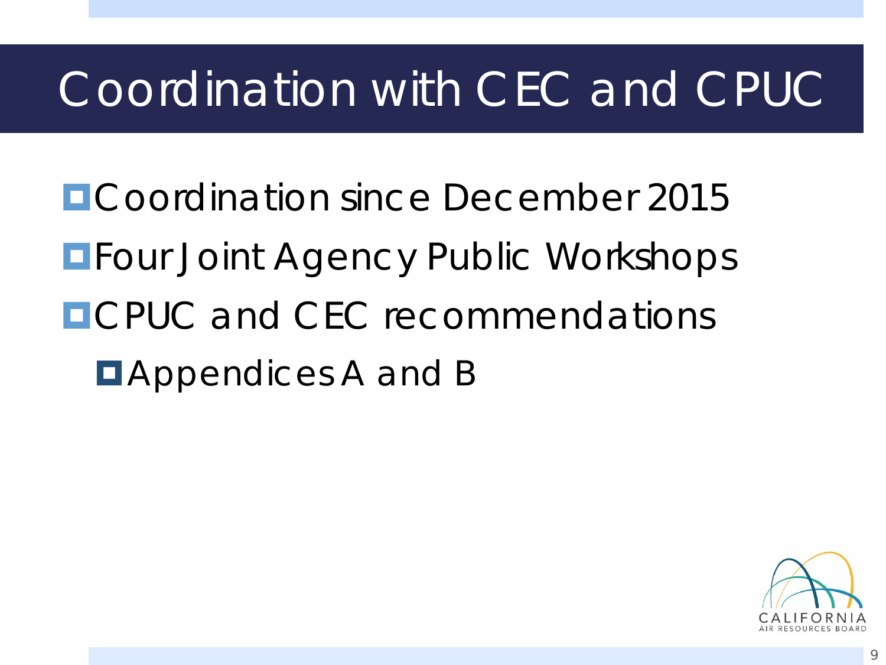# Coordination with CEC and CPUC

- Coordination since December 2015
- Four Joint Agency Public Workshops
- CPUC and CEC recommendations
  - Appendices A and B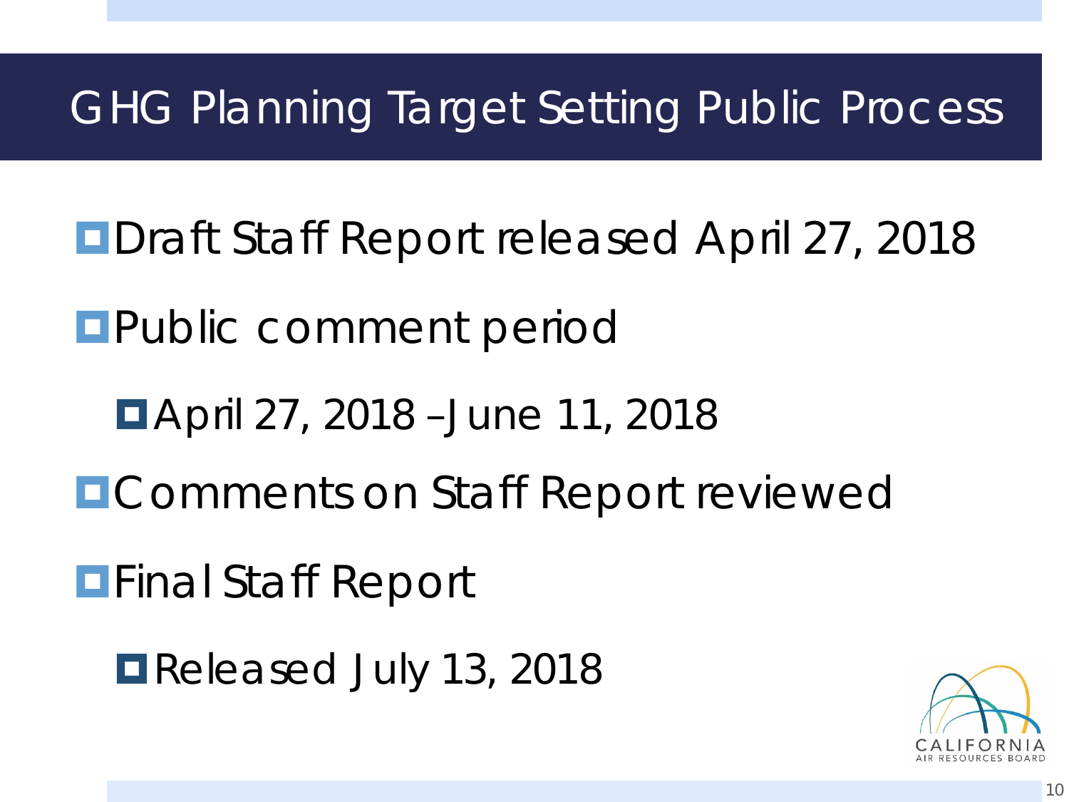# GHG Planning Target Setting Public Process

- Draft Staff Report released April 27, 2018
- Public comment period
  - April 27, 2018 – June 11, 2018
- Comments on Staff Report reviewed
- Final Staff Report
  - Released July 13, 2018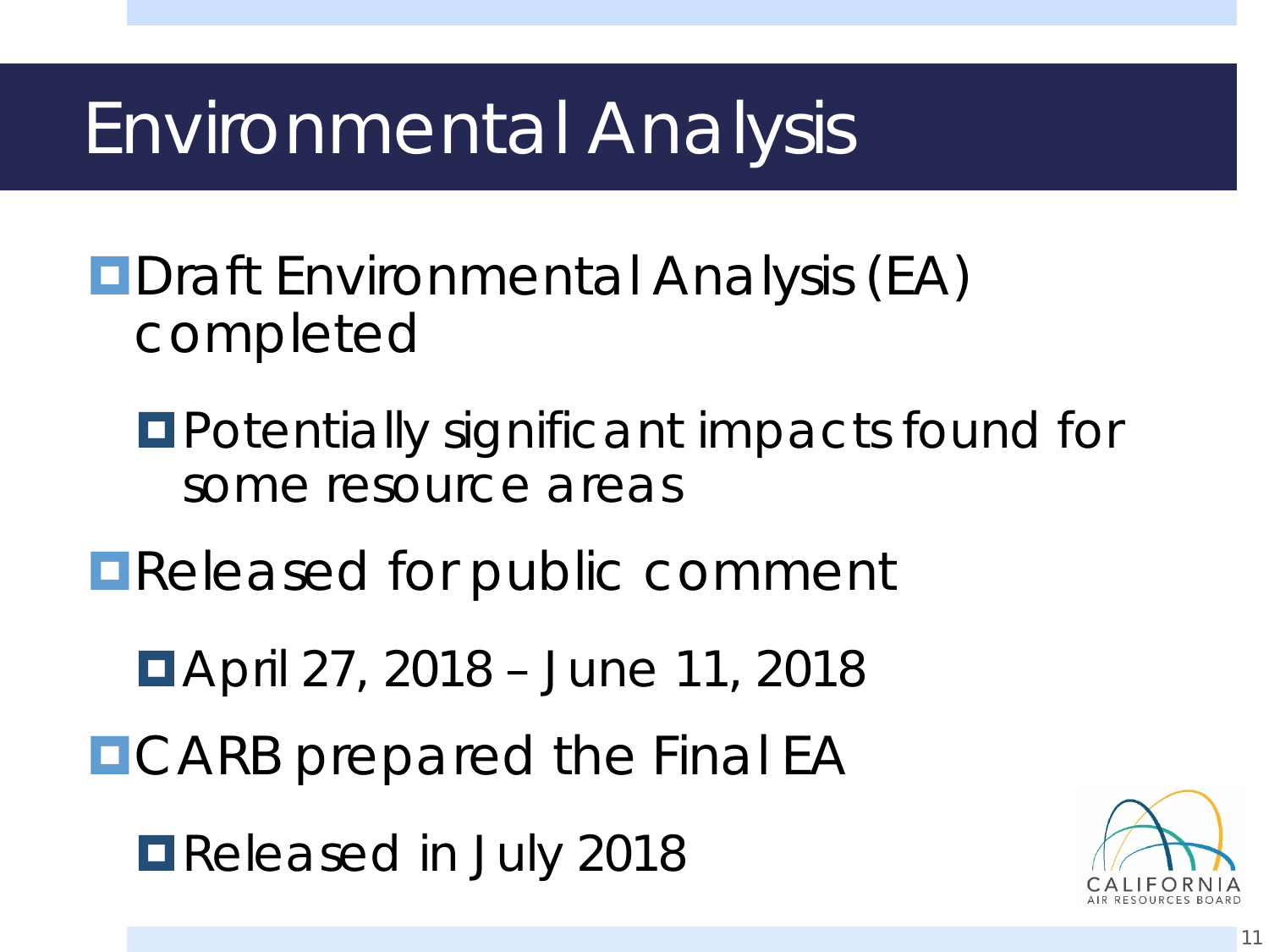# Environmental Analysis

- Draft Environmental Analysis (EA) completed
  - Potentially significant impacts found for some resource areas
- Released for public comment
  - April 27, 2018 – June 11, 2018
- CARB prepared the Final EA
  - Released in July 2018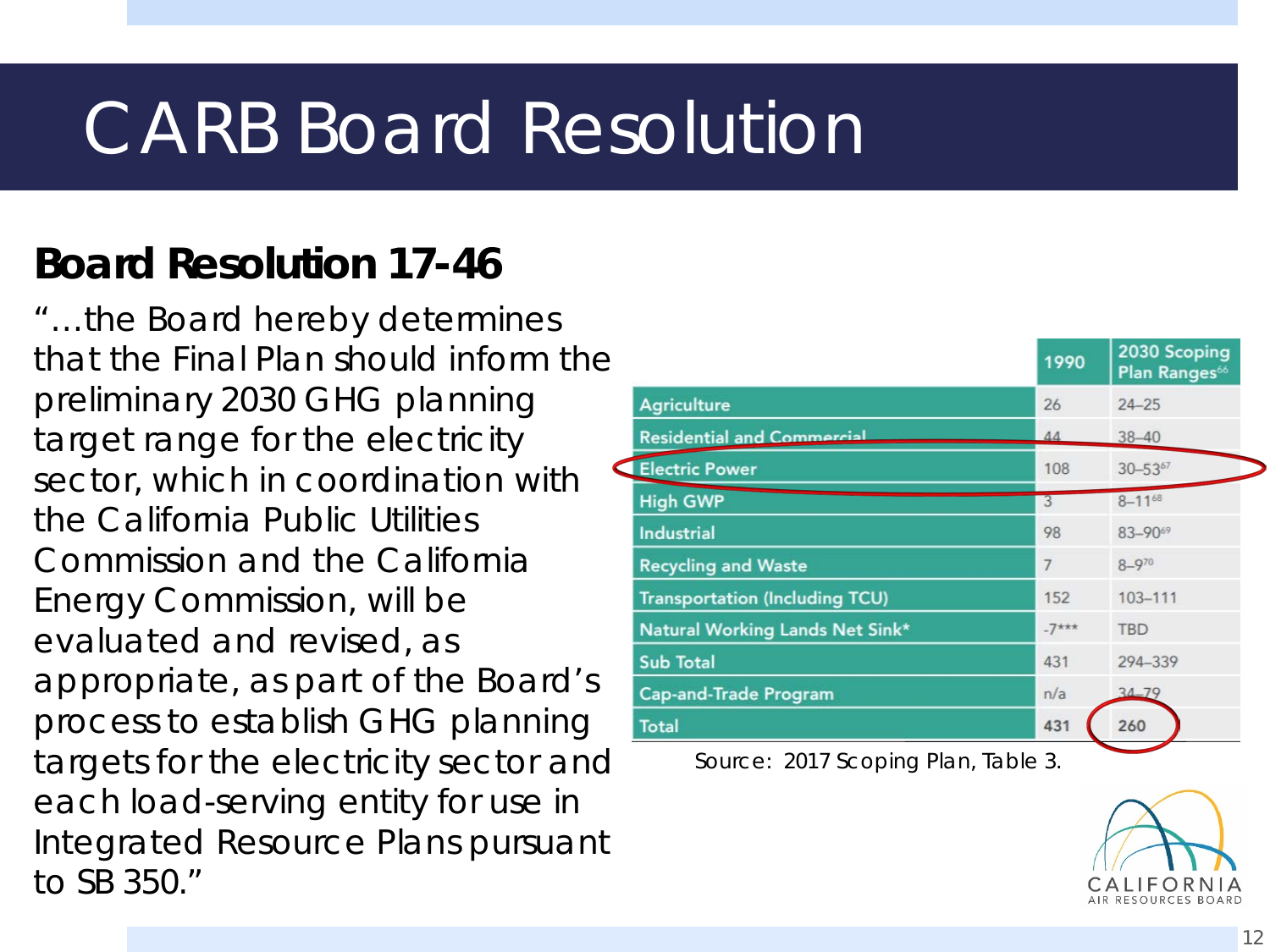# CARB Board Resolution

## Board Resolution 17-46

"…the Board hereby determines that the Final Plan should inform the preliminary 2030 GHG planning target range for the electricity sector, which in coordination with the California Public Utilities Commission and the California Energy Commission, will be evaluated and revised, as appropriate, as part of the Board's process to establish GHG planning targets for the electricity sector and each load-serving entity for use in Integrated Resource Plans pursuant to SB 350."

| | 1990 | 2030 Scoping Plan Ranges[66] |
|---|---|---|
| Agriculture | 26 | 24–25 |
| Residential and Commercial | 44 | 38–40 |
| Electric Power | 108 | 30–53[67] |
| High GWP | 3 | 8–11[68] |
| Industrial | 98 | 83–90[69] |
| Recycling and Waste | 7 | 8–9[70] |
| Transportation (Including TCU) | 152 | 103–111 |
| Natural Working Lands Net Sink* | -7*** | TBD |
| Sub Total | 431 | 294–339 |
| Cap-and-Trade Program | n/a | 34–79 |
| **Total** | **431** | **260** |

Source: 2017 Scoping Plan, Table 3.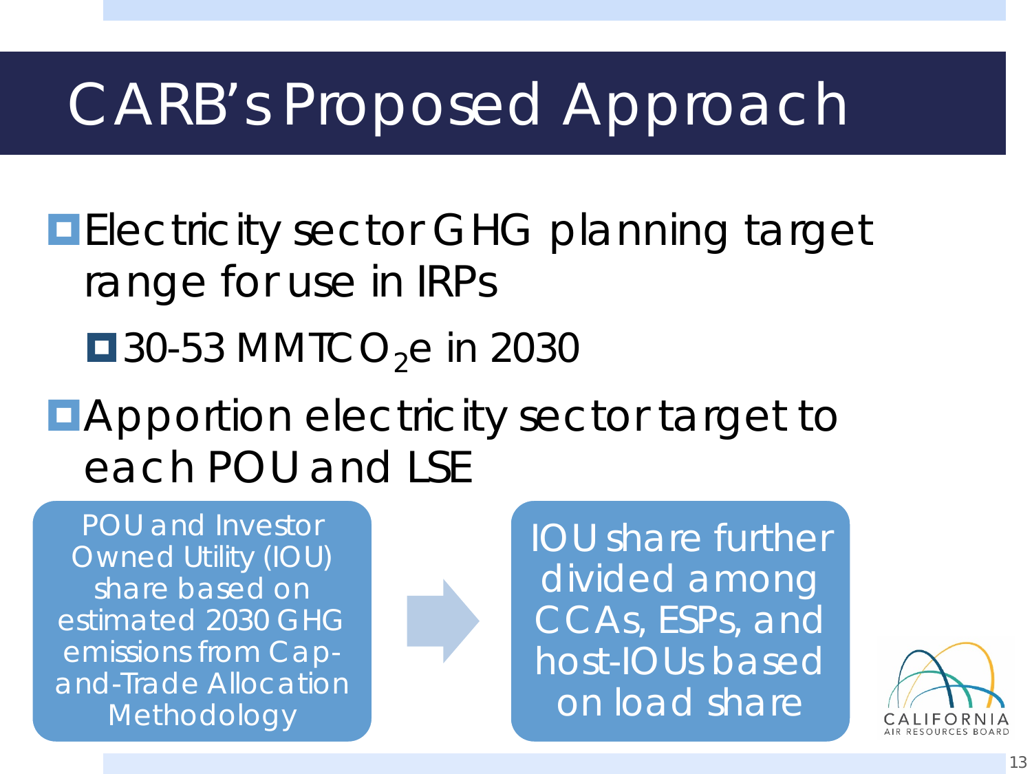# CARB's Proposed Approach

- Electricity sector GHG planning target range for use in IRPs
  - 30-53 MMT$CO_2$e in 2030
- Apportion electricity sector target to each POU and LSE

POU and Investor Owned Utility (IOU) share based on estimated 2030 GHG emissions from Cap-and-Trade Allocation Methodology

→

IOU share further divided among CCAs, ESPs, and host-IOUs based on load share

CALIFORNIA AIR RESOURCES BOARD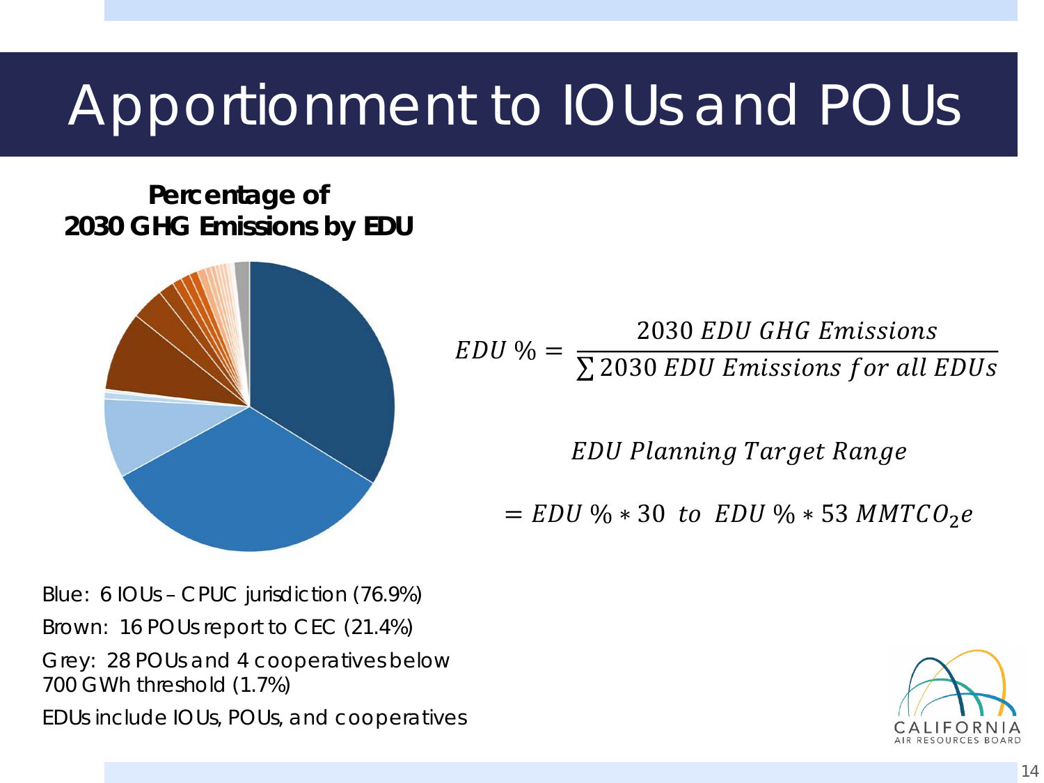# Apportionment to IOUs and POUs

**Percentage of 2030 GHG Emissions by EDU**

Blue: 6 IOUs – CPUC jurisdiction (76.9%)

Brown: 16 POUs report to CEC (21.4%)

Grey: 28 POUs and 4 cooperatives below 700 GWh threshold (1.7%)

EDUs include IOUs, POUs, and cooperatives

$$EDU\ \% = \frac{2030\ EDU\ GHG\ Emissions}{\sum 2030\ EDU\ Emissions\ for\ all\ EDUs}$$

$$EDU\ Planning\ Target\ Range$$

$$= EDU\ \% * 30\ \ to\ \ EDU\ \% * 53\ MMTCO_2e$$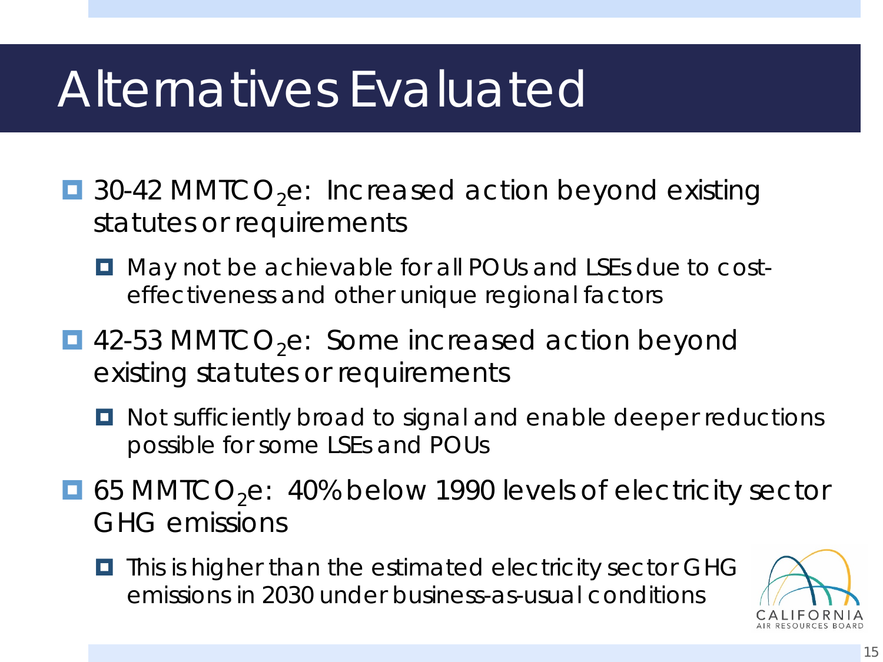# Alternatives Evaluated

- 30-42 MMT$CO_2$e: Increased action beyond existing statutes or requirements
  - May not be achievable for all POUs and LSEs due to cost-effectiveness and other unique regional factors
- 42-53 MMT$CO_2$e: Some increased action beyond existing statutes or requirements
  - Not sufficiently broad to signal and enable deeper reductions possible for some LSEs and POUs
- 65 MMT$CO_2$e: 40% below 1990 levels of electricity sector GHG emissions
  - This is higher than the estimated electricity sector GHG emissions in 2030 under business-as-usual conditions

CALIFORNIA AIR RESOURCES BOARD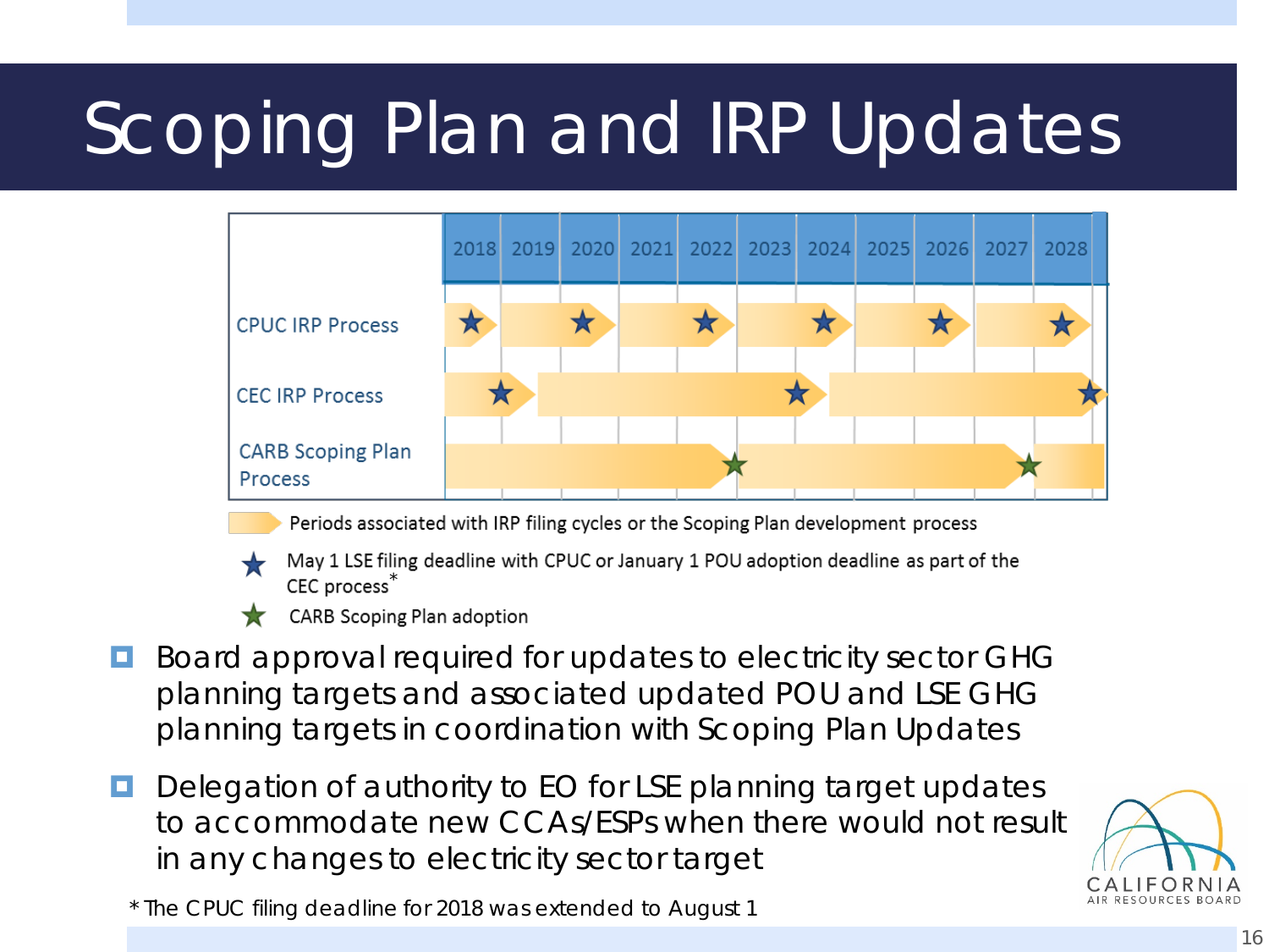# Scoping Plan and IRP Updates

| | 2018 | 2019 | 2020 | 2021 | 2022 | 2023 | 2024 | 2025 | 2026 | 2027 | 2028 |
|---|---|---|---|---|---|---|---|---|---|---|---|
| CPUC IRP Process | | | | | | | | | | | |
| CEC IRP Process | | | | | | | | | | | |
| CARB Scoping Plan Process | | | | | | | | | | | |

Periods associated with IRP filing cycles or the Scoping Plan development process

★ May 1 LSE filing deadline with CPUC or January 1 POU adoption deadline as part of the CEC process*

★ CARB Scoping Plan adoption

- Board approval required for updates to electricity sector GHG planning targets and associated updated POU and LSE GHG planning targets in coordination with Scoping Plan Updates
- Delegation of authority to EO for LSE planning target updates to accommodate new CCAs/ESPs when there would not result in any changes to electricity sector target

\* The CPUC filing deadline for 2018 was extended to August 1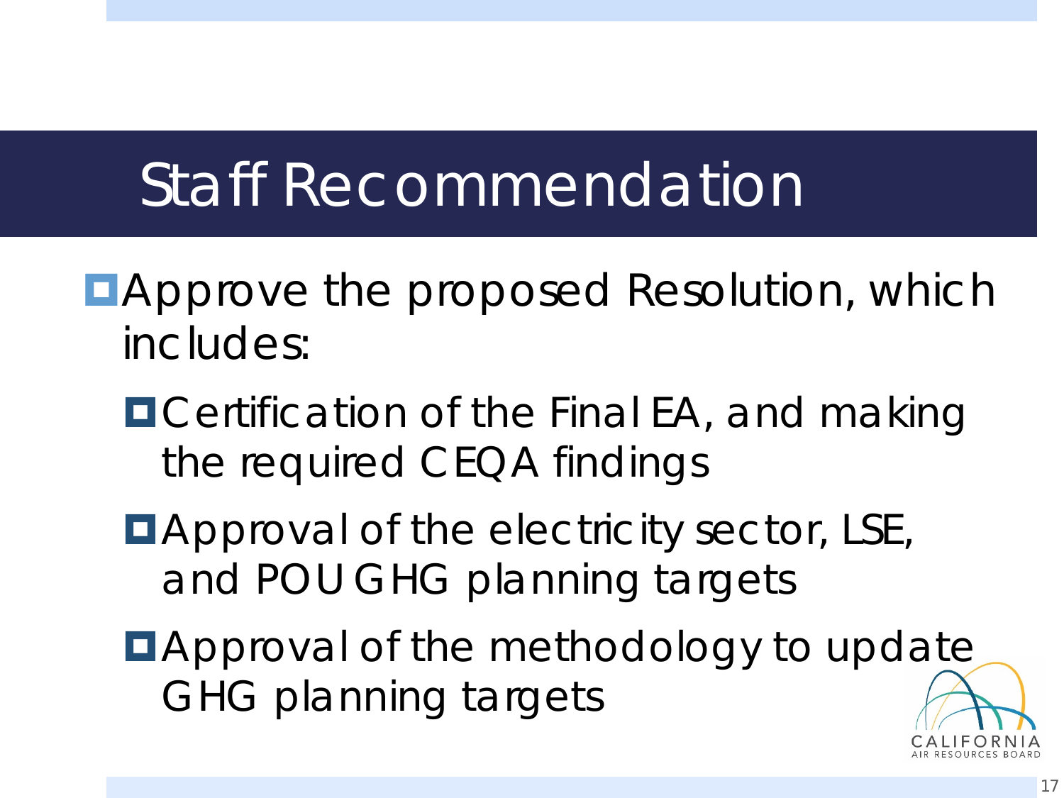# Staff Recommendation

- Approve the proposed Resolution, which includes:
  - Certification of the Final EA, and making the required CEQA findings
  - Approval of the electricity sector, LSE, and POU GHG planning targets
  - Approval of the methodology to update GHG planning targets

CALIFORNIA AIR RESOURCES BOARD